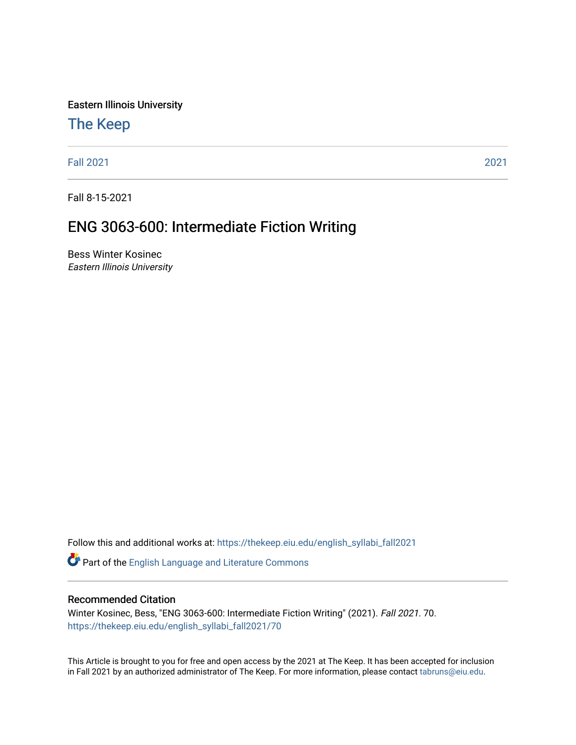Eastern Illinois University

## The Keep

Fall 2021 | 2021

Fall 8-15-2021

# ENG 3063-600: Intermediate Fiction Writing

Bess Winter Kosinec
*Eastern Illinois University*

Follow this and additional works at: https://thekeep.eiu.edu/english_syllabi_fall2021

Part of the English Language and Literature Commons

### Recommended Citation

Winter Kosinec, Bess, "ENG 3063-600: Intermediate Fiction Writing" (2021). *Fall 2021*. 70.
https://thekeep.eiu.edu/english_syllabi_fall2021/70

This Article is brought to you for free and open access by the 2021 at The Keep. It has been accepted for inclusion in Fall 2021 by an authorized administrator of The Keep. For more information, please contact tabruns@eiu.edu.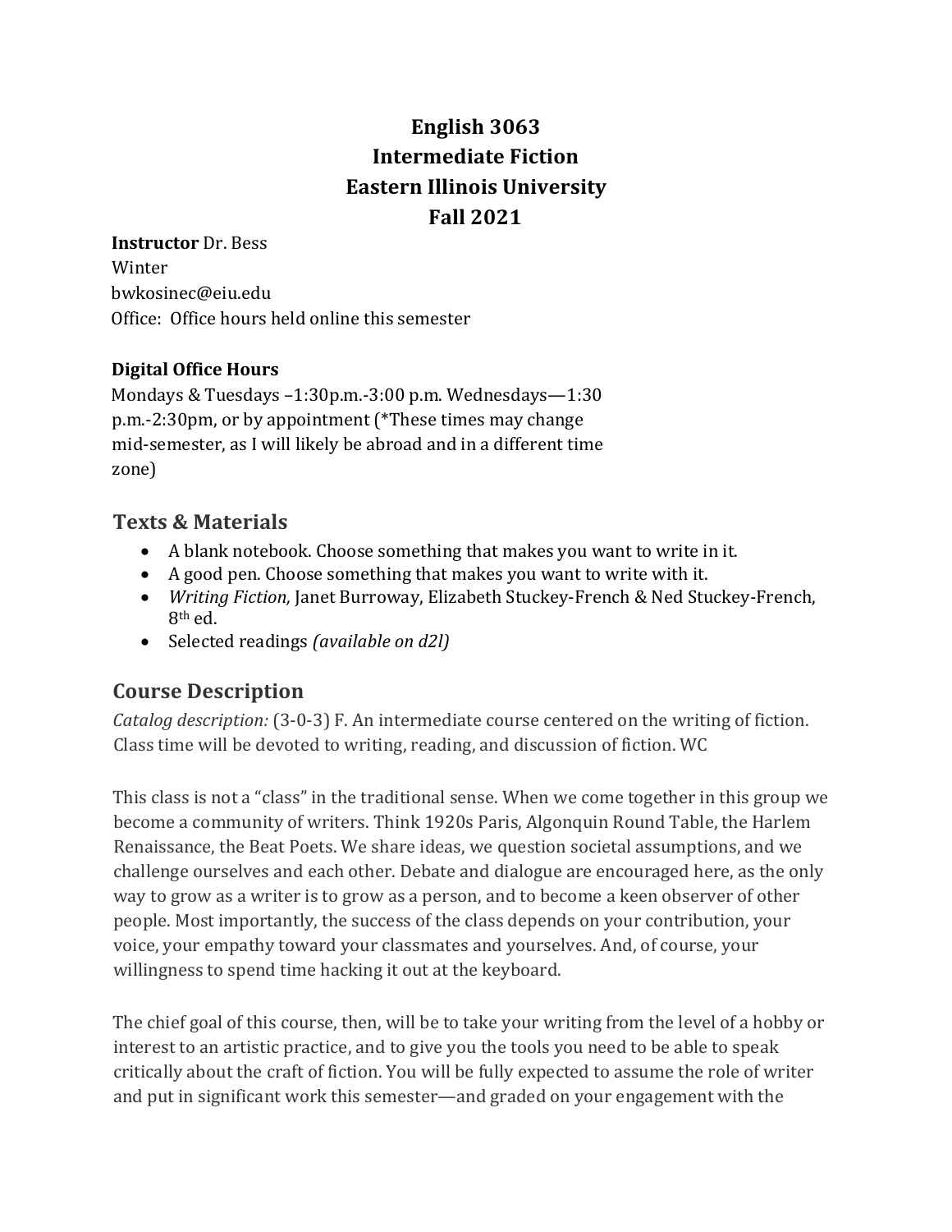# English 3063
# Intermediate Fiction
# Eastern Illinois University
# Fall 2021

**Instructor** Dr. Bess Winter
bwkosinec@eiu.edu
Office: Office hours held online this semester

**Digital Office Hours**
Mondays & Tuesdays –1:30p.m.-3:00 p.m. Wednesdays—1:30 p.m.-2:30pm, or by appointment (*These times may change mid-semester, as I will likely be abroad and in a different time zone)

## Texts & Materials

- A blank notebook. Choose something that makes you want to write in it.
- A good pen. Choose something that makes you want to write with it.
- *Writing Fiction,* Janet Burroway, Elizabeth Stuckey-French & Ned Stuckey-French, 8th ed.
- Selected readings *(available on d2l)*

## Course Description

*Catalog description:* (3-0-3) F. An intermediate course centered on the writing of fiction. Class time will be devoted to writing, reading, and discussion of fiction. WC

This class is not a "class" in the traditional sense. When we come together in this group we become a community of writers. Think 1920s Paris, Algonquin Round Table, the Harlem Renaissance, the Beat Poets. We share ideas, we question societal assumptions, and we challenge ourselves and each other. Debate and dialogue are encouraged here, as the only way to grow as a writer is to grow as a person, and to become a keen observer of other people. Most importantly, the success of the class depends on your contribution, your voice, your empathy toward your classmates and yourselves. And, of course, your willingness to spend time hacking it out at the keyboard.

The chief goal of this course, then, will be to take your writing from the level of a hobby or interest to an artistic practice, and to give you the tools you need to be able to speak critically about the craft of fiction. You will be fully expected to assume the role of writer and put in significant work this semester—and graded on your engagement with the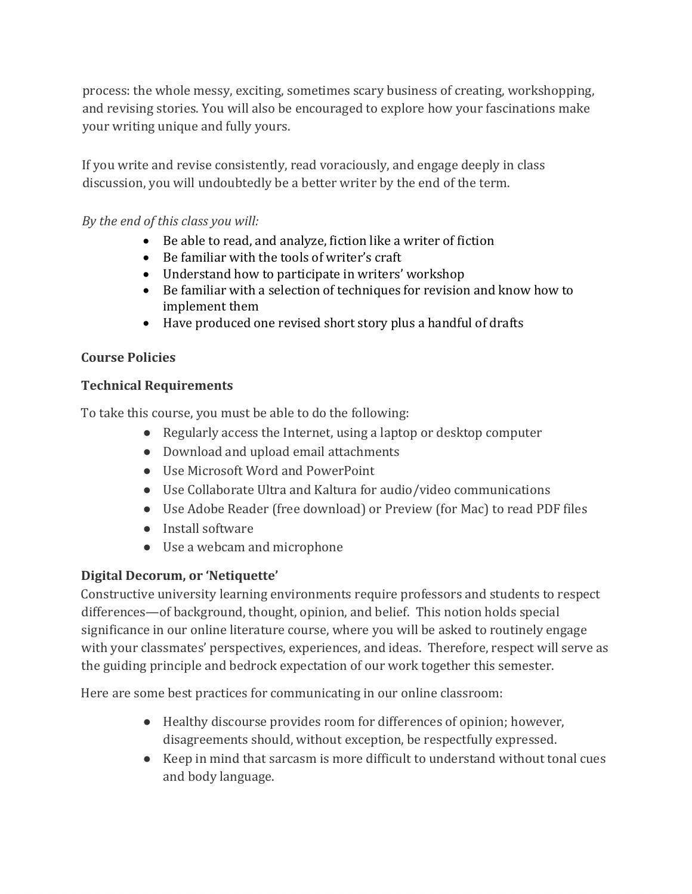process: the whole messy, exciting, sometimes scary business of creating, workshopping, and revising stories. You will also be encouraged to explore how your fascinations make your writing unique and fully yours.

If you write and revise consistently, read voraciously, and engage deeply in class discussion, you will undoubtedly be a better writer by the end of the term.

*By the end of this class you will:*

- Be able to read, and analyze, fiction like a writer of fiction
- Be familiar with the tools of writer's craft
- Understand how to participate in writers' workshop
- Be familiar with a selection of techniques for revision and know how to implement them
- Have produced one revised short story plus a handful of drafts

**Course Policies**

**Technical Requirements**

To take this course, you must be able to do the following:

- Regularly access the Internet, using a laptop or desktop computer
- Download and upload email attachments
- Use Microsoft Word and PowerPoint
- Use Collaborate Ultra and Kaltura for audio/video communications
- Use Adobe Reader (free download) or Preview (for Mac) to read PDF files
- Install software
- Use a webcam and microphone

**Digital Decorum, or 'Netiquette'**

Constructive university learning environments require professors and students to respect differences—of background, thought, opinion, and belief. This notion holds special significance in our online literature course, where you will be asked to routinely engage with your classmates' perspectives, experiences, and ideas. Therefore, respect will serve as the guiding principle and bedrock expectation of our work together this semester.

Here are some best practices for communicating in our online classroom:

- Healthy discourse provides room for differences of opinion; however, disagreements should, without exception, be respectfully expressed.
- Keep in mind that sarcasm is more difficult to understand without tonal cues and body language.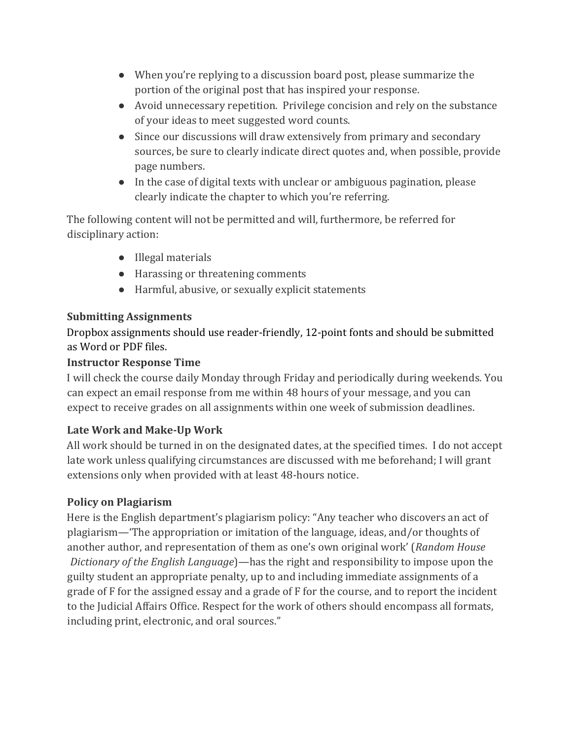- When you're replying to a discussion board post, please summarize the portion of the original post that has inspired your response.
- Avoid unnecessary repetition.  Privilege concision and rely on the substance of your ideas to meet suggested word counts.
- Since our discussions will draw extensively from primary and secondary sources, be sure to clearly indicate direct quotes and, when possible, provide page numbers.
- In the case of digital texts with unclear or ambiguous pagination, please clearly indicate the chapter to which you're referring.

The following content will not be permitted and will, furthermore, be referred for disciplinary action:

- Illegal materials
- Harassing or threatening comments
- Harmful, abusive, or sexually explicit statements

**Submitting Assignments**

Dropbox assignments should use reader-friendly, 12-point fonts and should be submitted as Word or PDF files.

**Instructor Response Time**

I will check the course daily Monday through Friday and periodically during weekends. You can expect an email response from me within 48 hours of your message, and you can expect to receive grades on all assignments within one week of submission deadlines.

**Late Work and Make-Up Work**

All work should be turned in on the designated dates, at the specified times.  I do not accept late work unless qualifying circumstances are discussed with me beforehand; I will grant extensions only when provided with at least 48-hours notice.

**Policy on Plagiarism**

Here is the English department's plagiarism policy: "Any teacher who discovers an act of plagiarism—'The appropriation or imitation of the language, ideas, and/or thoughts of another author, and representation of them as one's own original work' (*Random House Dictionary of the English Language*)—has the right and responsibility to impose upon the guilty student an appropriate penalty, up to and including immediate assignments of a grade of F for the assigned essay and a grade of F for the course, and to report the incident to the Judicial Affairs Office. Respect for the work of others should encompass all formats, including print, electronic, and oral sources."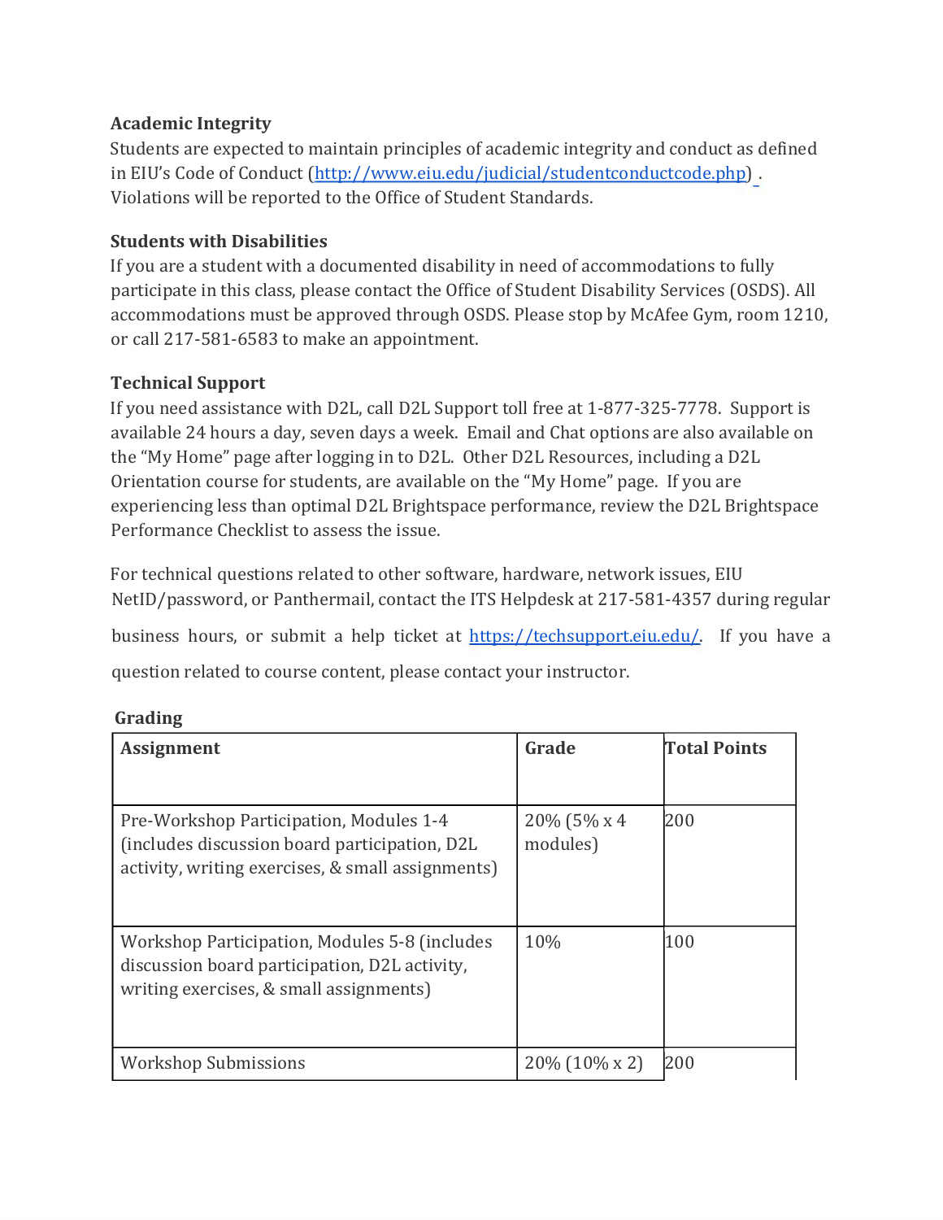**Academic Integrity**

Students are expected to maintain principles of academic integrity and conduct as defined in EIU's Code of Conduct (http://www.eiu.edu/judicial/studentconductcode.php) . Violations will be reported to the Office of Student Standards.

**Students with Disabilities**

If you are a student with a documented disability in need of accommodations to fully participate in this class, please contact the Office of Student Disability Services (OSDS). All accommodations must be approved through OSDS. Please stop by McAfee Gym, room 1210, or call 217-581-6583 to make an appointment.

**Technical Support**

If you need assistance with D2L, call D2L Support toll free at 1-877-325-7778. Support is available 24 hours a day, seven days a week. Email and Chat options are also available on the "My Home" page after logging in to D2L. Other D2L Resources, including a D2L Orientation course for students, are available on the "My Home" page. If you are experiencing less than optimal D2L Brightspace performance, review the D2L Brightspace Performance Checklist to assess the issue.

For technical questions related to other software, hardware, network issues, EIU NetID/password, or Panthermail, contact the ITS Helpdesk at 217-581-4357 during regular business hours, or submit a help ticket at https://techsupport.eiu.edu/. If you have a question related to course content, please contact your instructor.

**Grading**

| Assignment | Grade | Total Points |
|---|---|---|
| Pre-Workshop Participation, Modules 1-4 (includes discussion board participation, D2L activity, writing exercises, & small assignments) | 20% (5% x 4 modules) | 200 |
| Workshop Participation, Modules 5-8 (includes discussion board participation, D2L activity, writing exercises, & small assignments) | 10% | 100 |
| Workshop Submissions | 20% (10% x 2) | 200 |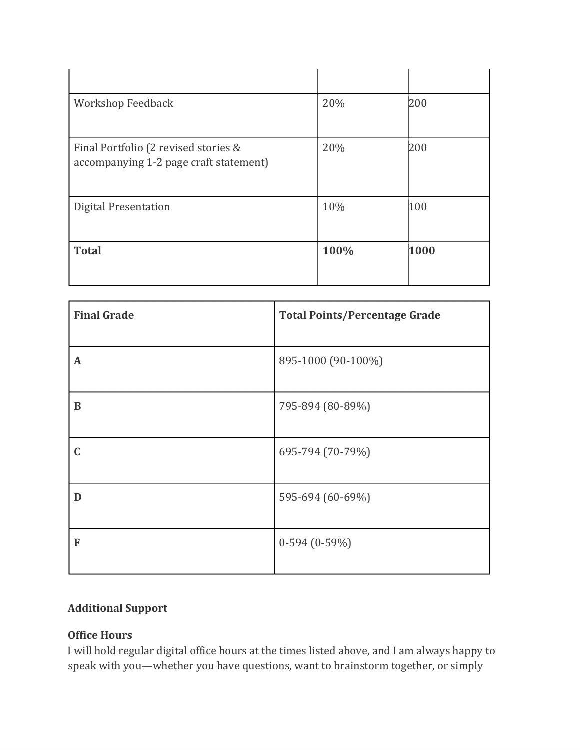| | | |
|---|---|---|
| Workshop Feedback | 20% | 200 |
| Final Portfolio (2 revised stories & accompanying 1-2 page craft statement) | 20% | 200 |
| Digital Presentation | 10% | 100 |
| **Total** | **100%** | **1000** |

| **Final Grade** | **Total Points/Percentage Grade** |
|---|---|
| **A** | 895-1000 (90-100%) |
| **B** | 795-894 (80-89%) |
| **C** | 695-794 (70-79%) |
| **D** | 595-694 (60-69%) |
| **F** | 0-594 (0-59%) |

**Additional Support**

**Office Hours**
I will hold regular digital office hours at the times listed above, and I am always happy to speak with you—whether you have questions, want to brainstorm together, or simply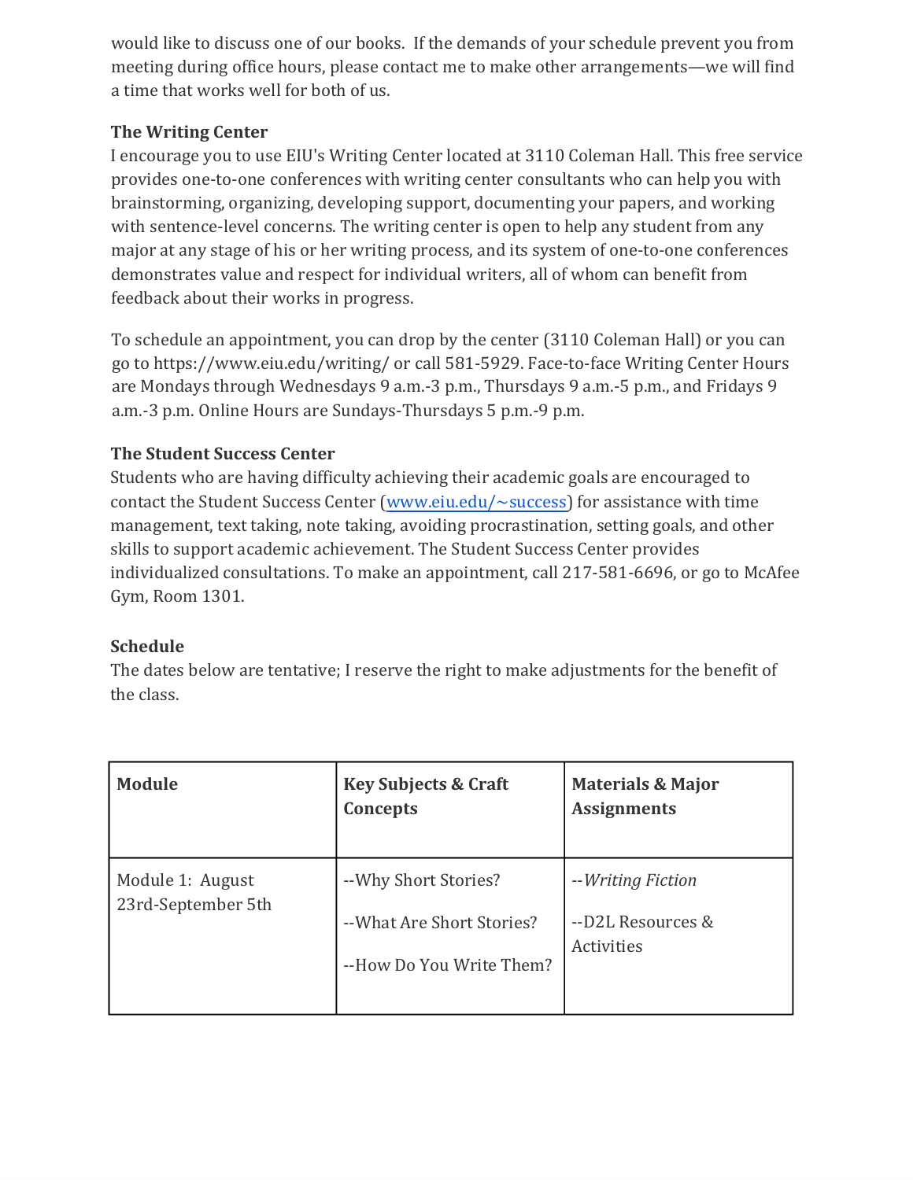would like to discuss one of our books. If the demands of your schedule prevent you from meeting during office hours, please contact me to make other arrangements—we will find a time that works well for both of us.

**The Writing Center**

I encourage you to use EIU's Writing Center located at 3110 Coleman Hall. This free service provides one-to-one conferences with writing center consultants who can help you with brainstorming, organizing, developing support, documenting your papers, and working with sentence-level concerns. The writing center is open to help any student from any major at any stage of his or her writing process, and its system of one-to-one conferences demonstrates value and respect for individual writers, all of whom can benefit from feedback about their works in progress.

To schedule an appointment, you can drop by the center (3110 Coleman Hall) or you can go to https://www.eiu.edu/writing/ or call 581-5929. Face-to-face Writing Center Hours are Mondays through Wednesdays 9 a.m.-3 p.m., Thursdays 9 a.m.-5 p.m., and Fridays 9 a.m.-3 p.m. Online Hours are Sundays-Thursdays 5 p.m.-9 p.m.

**The Student Success Center**

Students who are having difficulty achieving their academic goals are encouraged to contact the Student Success Center ([www.eiu.edu/~success](www.eiu.edu/~success)) for assistance with time management, text taking, note taking, avoiding procrastination, setting goals, and other skills to support academic achievement. The Student Success Center provides individualized consultations. To make an appointment, call 217-581-6696, or go to McAfee Gym, Room 1301.

**Schedule**

The dates below are tentative; I reserve the right to make adjustments for the benefit of the class.

| **Module** | **Key Subjects & Craft Concepts** | **Materials & Major Assignments** |
|---|---|---|
| Module 1: August 23rd-September 5th | --Why Short Stories?<br>--What Are Short Stories?<br>--How Do You Write Them? | --*Writing Fiction*<br>--D2L Resources & Activities |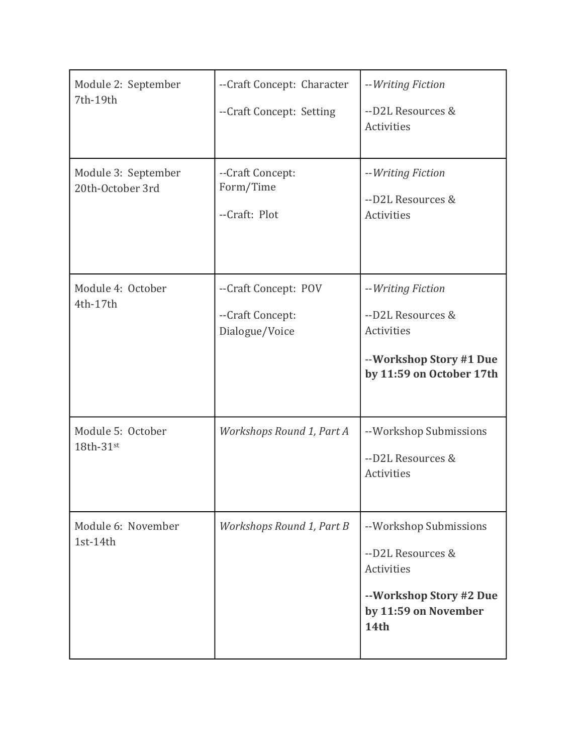| Module 2: September 7th-19th | --Craft Concept: Character<br><br>--Craft Concept: Setting | --*Writing Fiction*<br><br>--D2L Resources & Activities |
|---|---|---|
| Module 3: September 20th-October 3rd | --Craft Concept: Form/Time<br><br>--Craft: Plot | --*Writing Fiction*<br><br>--D2L Resources & Activities |
| Module 4: October 4th-17th | --Craft Concept: POV<br><br>--Craft Concept: Dialogue/Voice | --*Writing Fiction*<br><br>--D2L Resources & Activities<br><br>--**Workshop Story #1 Due by 11:59 on October 17th** |
| Module 5: October 18th-31st | *Workshops Round 1, Part A* | --Workshop Submissions<br><br>--D2L Resources & Activities |
| Module 6: November 1st-14th | *Workshops Round 1, Part B* | --Workshop Submissions<br><br>--D2L Resources & Activities<br><br>**--Workshop Story #2 Due by 11:59 on November 14th** |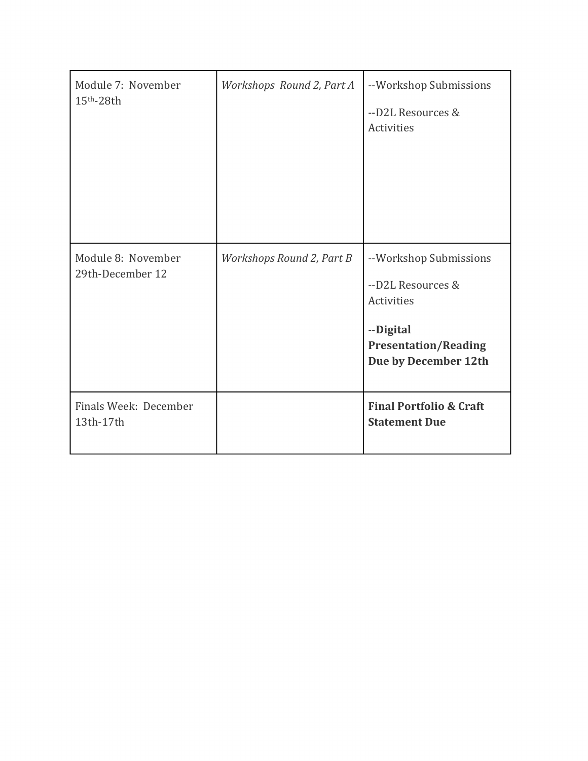| | | |
|---|---|---|
| Module 7: November 15th-28th | *Workshops Round 2, Part A* | --Workshop Submissions<br><br>--D2L Resources & Activities |
| Module 8: November 29th-December 12 | *Workshops Round 2, Part B* | --Workshop Submissions<br><br>--D2L Resources & Activities<br><br>--**Digital Presentation/Reading Due by December 12th** |
| Finals Week: December 13th-17th | | **Final Portfolio & Craft Statement Due** |